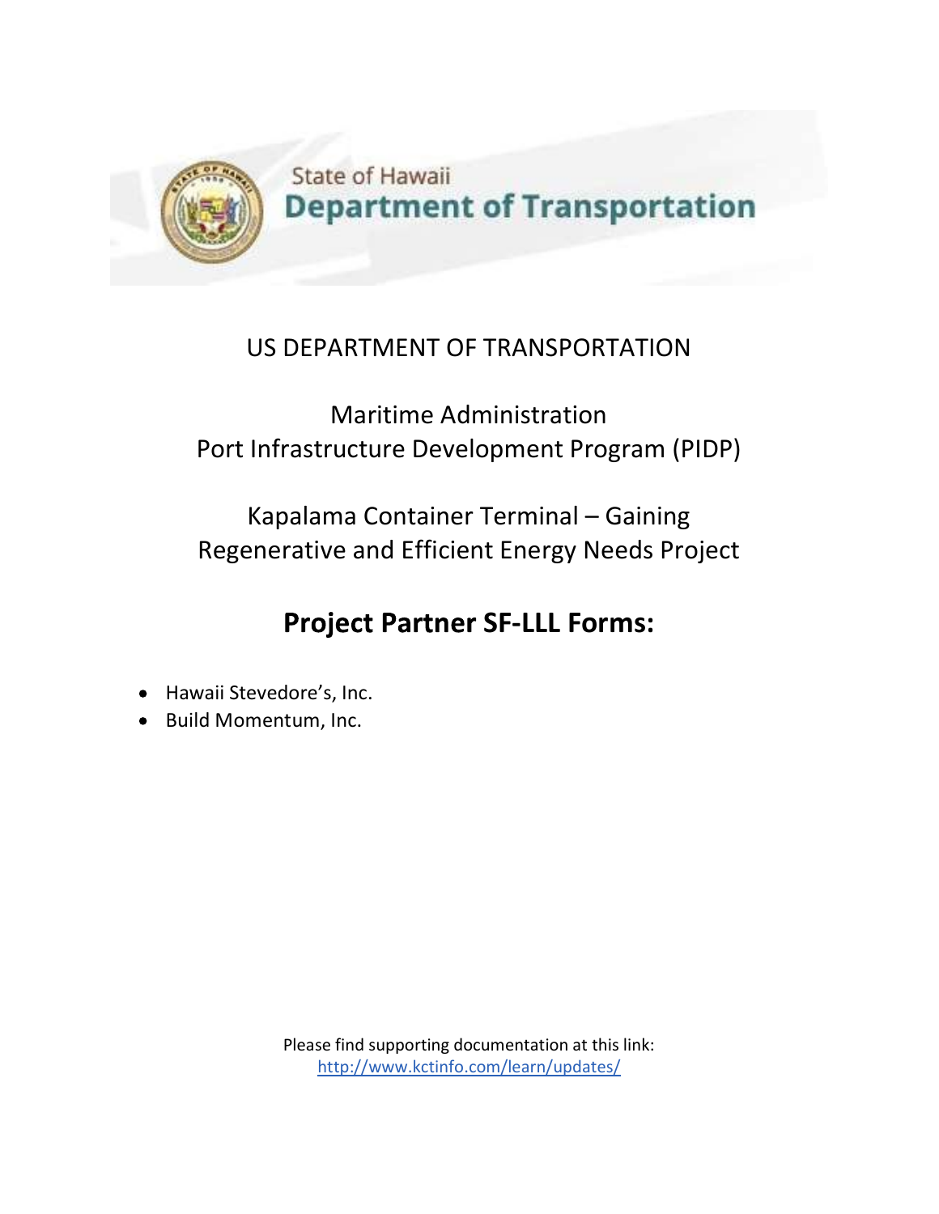State of Hawaii
**Department of Transportation**

US DEPARTMENT OF TRANSPORTATION

Maritime Administration
Port Infrastructure Development Program (PIDP)

Kapalama Container Terminal – Gaining Regenerative and Efficient Energy Needs Project

## Project Partner SF-LLL Forms:

- Hawaii Stevedore's, Inc.
- Build Momentum, Inc.

Please find supporting documentation at this link:
http://www.kctinfo.com/learn/updates/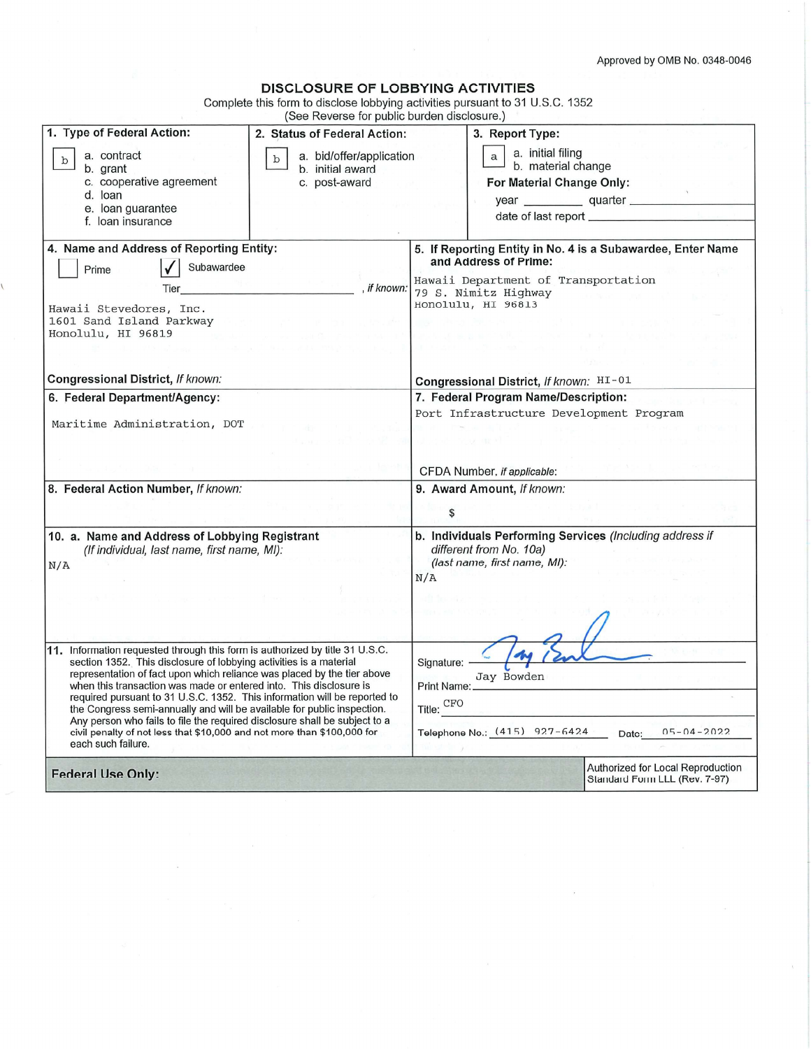Approved by OMB No. 0348-0046

# DISCLOSURE OF LOBBYING ACTIVITIES

Complete this form to disclose lobbying activities pursuant to 31 U.S.C. 1352
(See Reverse for public burden disclosure.)

**1. Type of Federal Action:** b

a. contract
b. grant
c. cooperative agreement
d. loan
e. loan guarantee
f. loan insurance

**2. Status of Federal Action:** b

a. bid/offer/application
b. initial award
c. post-award

**3. Report Type:** a

a. initial filing
b. material change

**For Material Change Only:**
year \_\_\_\_\_\_\_\_ quarter \_\_\_\_\_\_\_\_
date of last report \_\_\_\_\_\_\_\_

**4. Name and Address of Reporting Entity:**

☐ Prime ☑ Subawardee

Tier \_\_\_\_\_\_\_\_, *if known:*

Hawaii Stevedores, Inc.
1601 Sand Island Parkway
Honolulu, HI 96819

**Congressional District,** *If known:*

**5. If Reporting Entity in No. 4 is a Subawardee, Enter Name and Address of Prime:**

Hawaii Department of Transportation
79 S. Nimitz Highway
Honolulu, HI 96813

**Congressional District,** *If known:* HI-01

**6. Federal Department/Agency:**

Maritime Administration, DOT

**7. Federal Program Name/Description:**

Port Infrastructure Development Program

CFDA Number, *if applicable:*

**8. Federal Action Number,** *If known:*

**9. Award Amount,** *If known:*

$

**10. a. Name and Address of Lobbying Registrant** *(If individual, last name, first name, MI):*

N/A

**b. Individuals Performing Services** *(Including address if different from No. 10a)* *(last name, first name, MI):*

N/A

**11.** Information requested through this form is authorized by title 31 U.S.C. section 1352. This disclosure of lobbying activities is a material representation of fact upon which reliance was placed by the tier above when this transaction was made or entered into. This disclosure is required pursuant to 31 U.S.C. 1352. This information will be reported to the Congress semi-annually and will be available for public inspection. Any person who fails to file the required disclosure shall be subject to a civil penalty of not less that $10,000 and not more than $100,000 for each such failure.

Signature: [signature]

Print Name: Jay Bowden

Title: CFO

Telephone No.: (415) 927-6424 Date: 05-04-2022

**Federal Use Only:**

Authorized for Local Reproduction
Standard Form LLL (Rev. 7-97)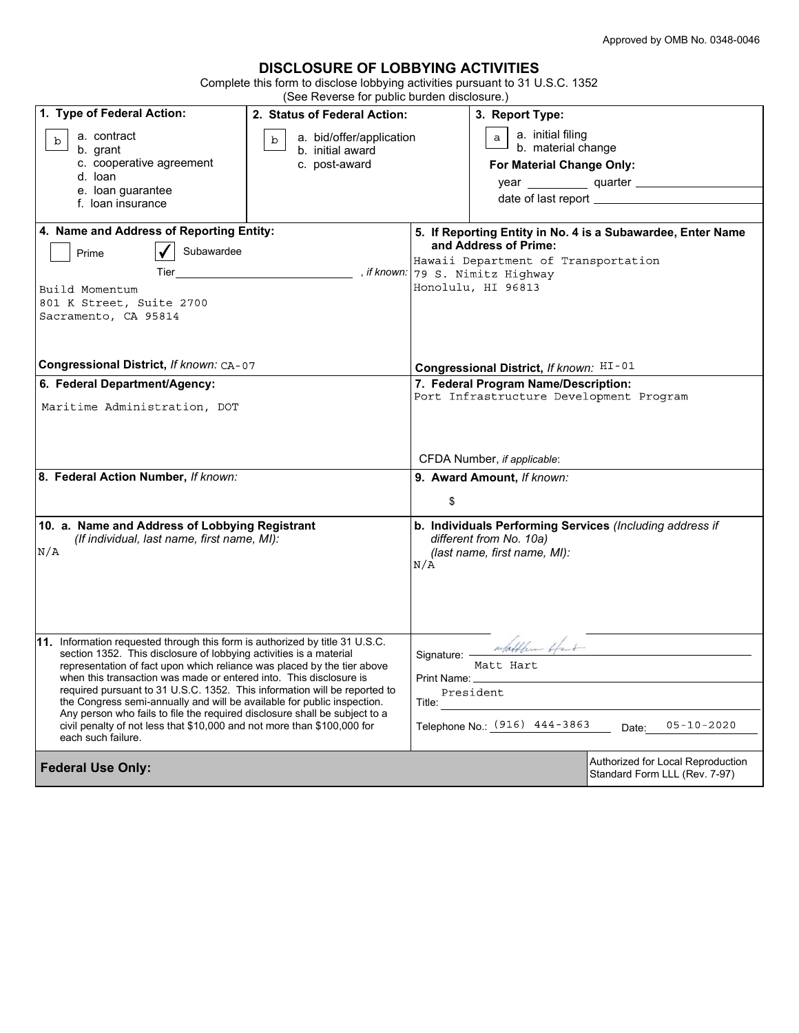Approved by OMB No. 0348-0046

# DISCLOSURE OF LOBBYING ACTIVITIES

Complete this form to disclose lobbying activities pursuant to 31 U.S.C. 1352
(See Reverse for public burden disclosure.)

| **1. Type of Federal Action:** | **2. Status of Federal Action:** | **3. Report Type:** |
|---|---|---|
| [b] a. contract<br>b. grant<br>c. cooperative agreement<br>d. loan<br>e. loan guarantee<br>f. loan insurance | [b] a. bid/offer/application<br>b. initial award<br>c. post-award | [a] a. initial filing<br>b. material change<br>**For Material Change Only:**<br>year ______ quarter ______<br>date of last report ______ |

| | |
|---|---|
| **4. Name and Address of Reporting Entity:**<br>[ ] Prime [✓] Subawardee<br>Tier ______, *if known:*<br>Build Momentum<br>801 K Street, Suite 2700<br>Sacramento, CA 95814<br>**Congressional District,** *If known:* CA-07 | **5. If Reporting Entity in No. 4 is a Subawardee, Enter Name and Address of Prime:**<br>Hawaii Department of Transportation<br>79 S. Nimitz Highway<br>Honolulu, HI 96813<br>**Congressional District,** *If known:* HI-01 |
| **6. Federal Department/Agency:**<br>Maritime Administration, DOT | **7. Federal Program Name/Description:**<br>Port Infrastructure Development Program<br>CFDA Number, *if applicable*: |
| **8. Federal Action Number,** *If known:* | **9. Award Amount,** *If known:*<br>$ |
| **10. a. Name and Address of Lobbying Registrant** *(If individual, last name, first name, MI):*<br>N/A | **b. Individuals Performing Services** *(Including address if different from No. 10a) (last name, first name, MI):*<br>N/A |
| **11.** Information requested through this form is authorized by title 31 U.S.C. section 1352. This disclosure of lobbying activities is a material representation of fact upon which reliance was placed by the tier above when this transaction was made or entered into. This disclosure is required pursuant to 31 U.S.C. 1352. This information will be reported to the Congress semi-annually and will be available for public inspection. Any person who fails to file the required disclosure shall be subject to a civil penalty of not less that $10,000 and not more than $100,000 for each such failure. | Signature: *Matthew Hart*<br>Print Name: Matt Hart<br>Title: President<br>Telephone No.: (916) 444-3863 Date: 05-10-2020 |

| | |
|---|---|
| **Federal Use Only:** | Authorized for Local Reproduction<br>Standard Form LLL (Rev. 7-97) |